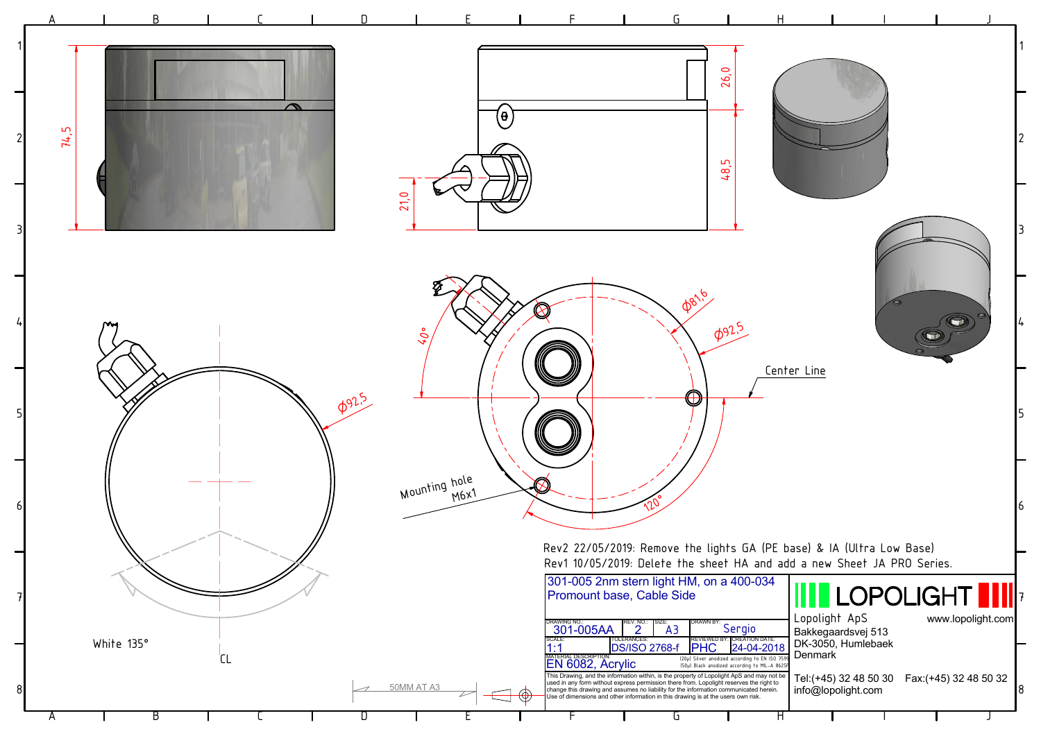74,5

26,0

48,5

21,0

Ø81,6

Ø92,5

40°

120°

Center Line

Mounting hole M6x1

Ø92,5

White 135°

CL

50MM AT A3

Rev2 22/05/2019: Remove the lights GA (PE base) & IA (Ultra Low Base)
Rev1 10/05/2019: Delete the sheet HA and add a new Sheet JA PRO Series.

| 301-005 2nm stern light HM, on a 400-034 Promount base, Cable Side | | | | |
|---|---|---|---|---|
| DRAWING NO.: 301-005AA | REV. NO.: 2 | SIZE: A3 | DRAWN BY: Sergio | |
| SCALE: 1:1 | TOLERANCES: DS/ISO 2768-f | | REVIEWED BY: PHC | CREATION DATE: 24-04-2018 |
| MATERIAL DESCRIPTION: EN 6082, Acrylic | | | (20μ) Silver anodized according to EN ISO 7599 (50μ) Black anodized according to MIL-A 8625F | |

This Drawing, and the information within, is the property of Lopolight ApS and may not be used in any form without express permission there from. Lopolight reserves the right to change this drawing and assumes no liability for the information communicated herein. Use of dimensions and other information in this drawing is at the users own risk.

LOPOLIGHT

Lopolight ApS
Bakkegaardsvej 513
DK-3050, Humlebaek
Denmark

www.lopolight.com

Tel:(+45) 32 48 50 30 Fax:(+45) 32 48 50 32
info@lopolight.com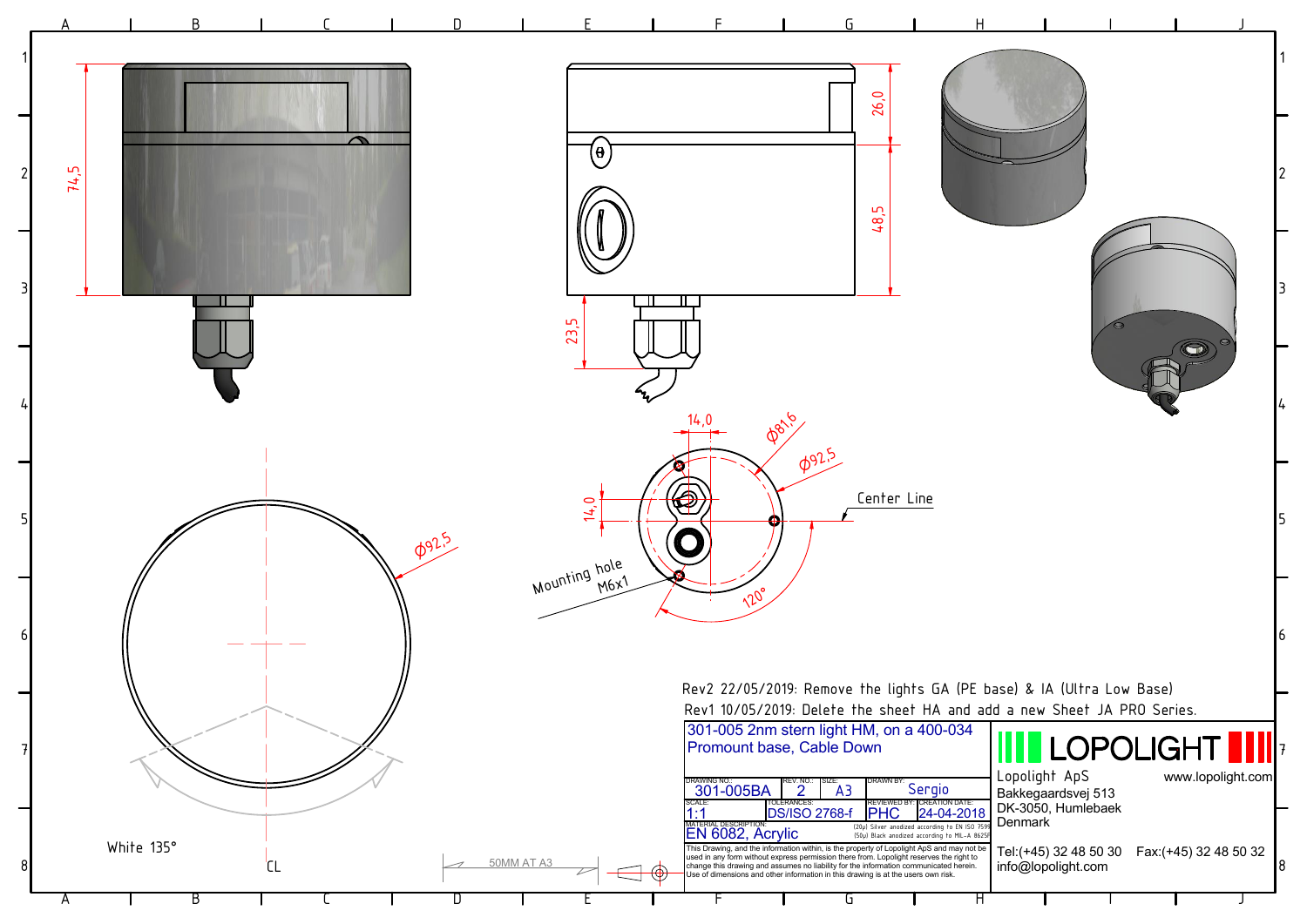74,5

26,0

48,5

23,5

14,0

Ø81,6

Ø92,5

14,0

Center Line

Mounting hole
M6x1

120°

Ø92,5

White 135°

CL

50MM AT A3

Rev2 22/05/2019: Remove the lights GA (PE base) & IA (Ultra Low Base)

Rev1 10/05/2019: Delete the sheet HA and add a new Sheet JA PRO Series.

301-005 2nm stern light HM, on a 400-034 Promount base, Cable Down

| DRAWING NO.: | REV. NO.: | SIZE: | DRAWN BY: | |
|---|---|---|---|---|
| 301-005BA | 2 | A3 | Sergio | |
| SCALE: | TOLERANCES: | | REVIEWED BY: | CREATION DATE: |
| 1:1 | DS/ISO 2768-f | | PHC | 24-04-2018 |

MATERIAL DESCRIPTION:
EN 6082, Acrylic

(20µ) Silver anodized according to EN ISO 7599
(50µ) Black anodized according to MIL-A 8625F

This Drawing, and the information within, is the property of Lopolight ApS and may not be used in any form without express permission there from. Lopolight reserves the right to change this drawing and assumes no liability for the information communicated herein. Use of dimensions and other information in this drawing is at the users own risk.

LOPOLIGHT

Lopolight ApS
Bakkegaardsvej 513
DK-3050, Humlebaek
Denmark

www.lopolight.com

Tel:(+45) 32 48 50 30 Fax:(+45) 32 48 50 32
info@lopolight.com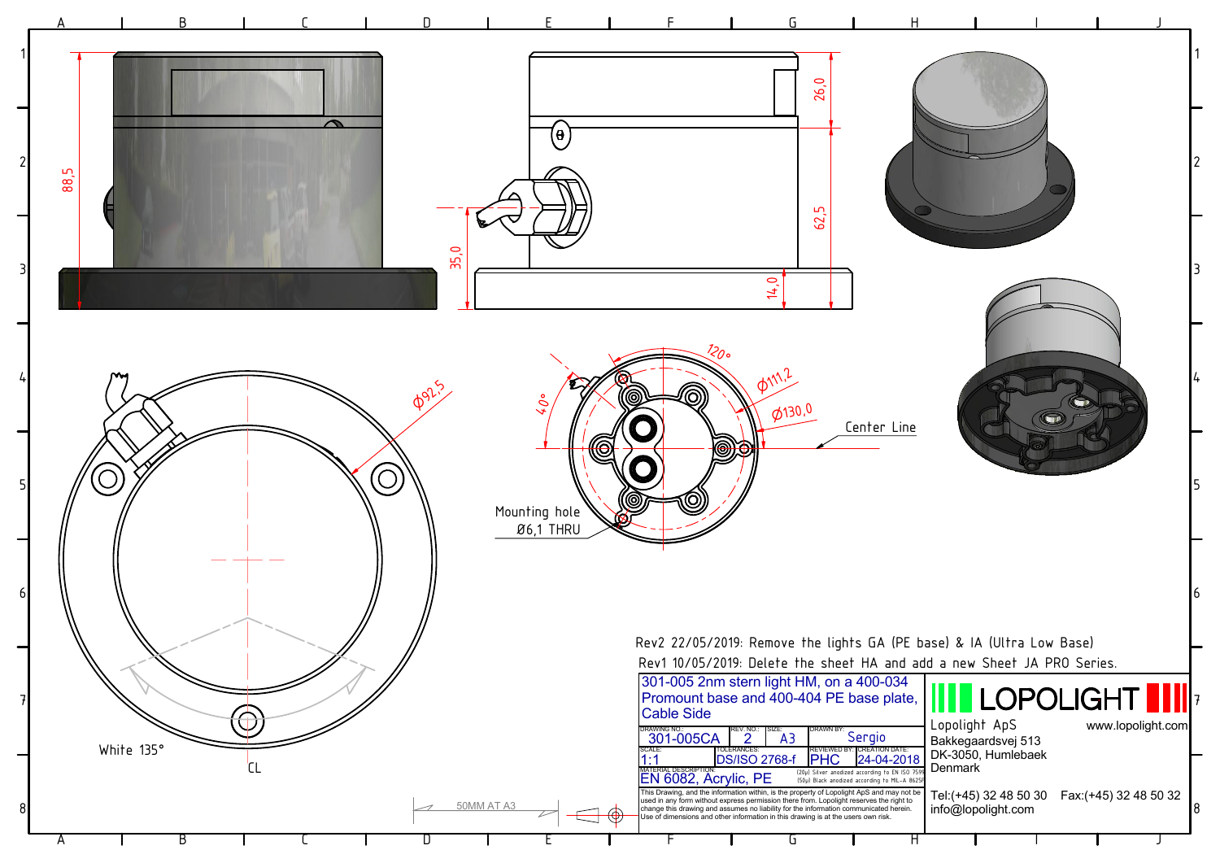88,5

26,0

62,5

35,0

14,0

120°

40°

Ø111,2

Ø130,0

Ø92,5

Center Line

Mounting hole
Ø6,1 THRU

White 135°

CL

50MM AT A3

Rev2 22/05/2019: Remove the lights GA (PE base) & IA (Ultra Low Base)

Rev1 10/05/2019: Delete the sheet HA and add a new Sheet JA PRO Series.

| | | | | |
|---|---|---|---|---|
| 301-005 2nm stern light HM, on a 400-034 Promount base and 400-404 PE base plate, Cable Side | | | | |
| DRAWING NO.: 301-005CA | REV. NO.: 2 | SIZE: A3 | DRAWN BY: Sergio | |
| SCALE: 1:1 | TOLERANCES: DS/ISO 2768-f | | REVIEWED BY: PHC | CREATION DATE: 24-04-2018 |
| MATERIAL DESCRIPTION: EN 6082, Acrylic, PE | | (20μ) Silver anodized according to EN ISO 7599 (50μ) Black anodized according to MIL-A 8625F | | |

This Drawing, and the information within, is the property of Lopolight ApS and may not be used in any form without express permission there from. Lopolight reserves the right to change this drawing and assumes no liability for the information communicated herein. Use of dimensions and other information in this drawing is at the users own risk.

LOPOLIGHT

Lopolight ApS
Bakkegaardsvej 513
DK-3050, Humlebaek
Denmark

www.lopolight.com

Tel:(+45) 32 48 50 30 Fax:(+45) 32 48 50 32
info@lopolight.com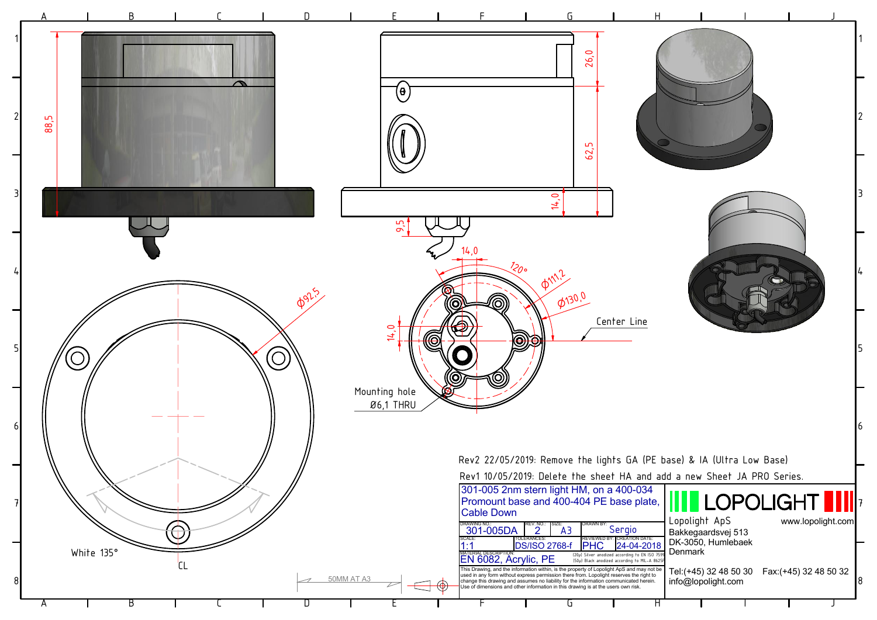88,5

26,0

62,5

14,0

9,5

14,0

120°

Ø111,2

Ø130,0

Ø92,5

14,0

Center Line

Mounting hole
Ø6,1 THRU

White 135°

CL

50MM AT A3

Rev2 22/05/2019: Remove the lights GA (PE base) & IA (Ultra Low Base)

Rev1 10/05/2019: Delete the sheet HA and add a new Sheet JA PRO Series.

| 301-005 2nm stern light HM, on a 400-034 Promount base and 400-404 PE base plate, Cable Down | | | | | LOPOLIGHT |
|---|---|---|---|---|---|
| DRAWING NO.: 301-005DA | REV. NO.: 2 | SIZE: A3 | DRAWN BY: Sergio | | Lopolight ApS www.lopolight.com |
| SCALE: 1:1 | TOLERANCES: DS/ISO 2768-f | | REVIEWED BY: PHC | CREATION DATE: 24-04-2018 | Bakkegaardsvej 513 DK-3050, Humlebaek Denmark |
| MATERIAL DESCRIPTION: EN 6082, Acrylic, PE | | (20μ) Silver anodized according to EN ISO 7599 (50μ) Black anodized according to MIL-A 8625F | | | |
| This Drawing, and the information within, is the property of Lopolight ApS and may not be used in any form without express permission there from. Lopolight reserves the right to change this drawing and assumes no liability for the information communicated herein. Use of dimensions and other information in this drawing is at the users own risk. | | | | | Tel:(+45) 32 48 50 30 Fax:(+45) 32 48 50 32 info@lopolight.com |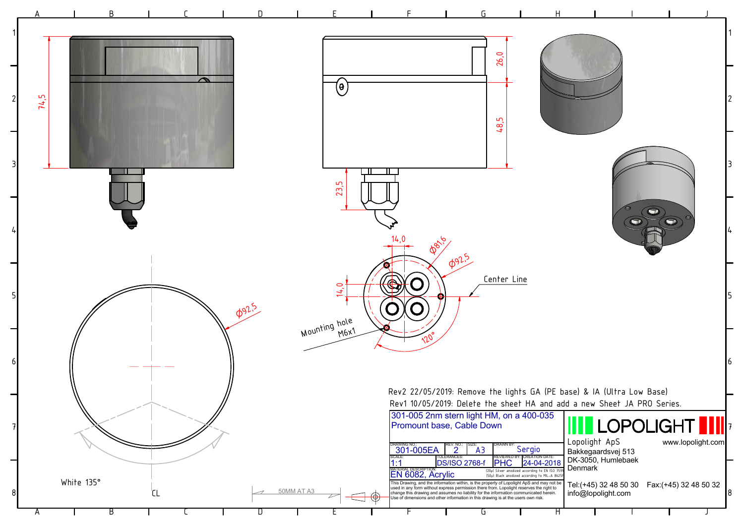74,5

26,0

48,5

23,5

14,0

Ø81,6

Ø92,5

14,0

Center Line

Mounting hole M6x1

120°

Ø92,5

White 135°

CL

50MM AT A3

Rev2 22/05/2019: Remove the lights GA (PE base) & IA (Ultra Low Base)

Rev1 10/05/2019: Delete the sheet HA and add a new Sheet JA PRO Series.

| 301-005 2nm stern light HM, on a 400-035 Promount base, Cable Down | | | | |
|---|---|---|---|---|
| DRAWING NO.: 301-005EA | REV. NO.: 2 | SIZE: A3 | DRAWN BY: Sergio | |
| SCALE: 1:1 | TOLERANCES: DS/ISO 2768-f | | REVIEWED BY: PHC | CREATION DATE: 24-04-2018 |
| MATERIAL DESCRIPTION: EN 6082, Acrylic | | | (20µ) Silver anodized according to EN ISO 7599 (50µ) Black anodized according to MIL-A 8625F | |

This Drawing, and the information within, is the property of Lopolight ApS and may not be used in any form without express permission there from. Lopolight reserves the right to change this drawing and assumes no liability for the information communicated herein. Use of dimensions and other information in this drawing is at the users own risk.

LOPOLIGHT

Lopolight ApS
Bakkegaardsvej 513
DK-3050, Humlebaek
Denmark

www.lopolight.com

Tel:(+45) 32 48 50 30 Fax:(+45) 32 48 50 32
info@lopolight.com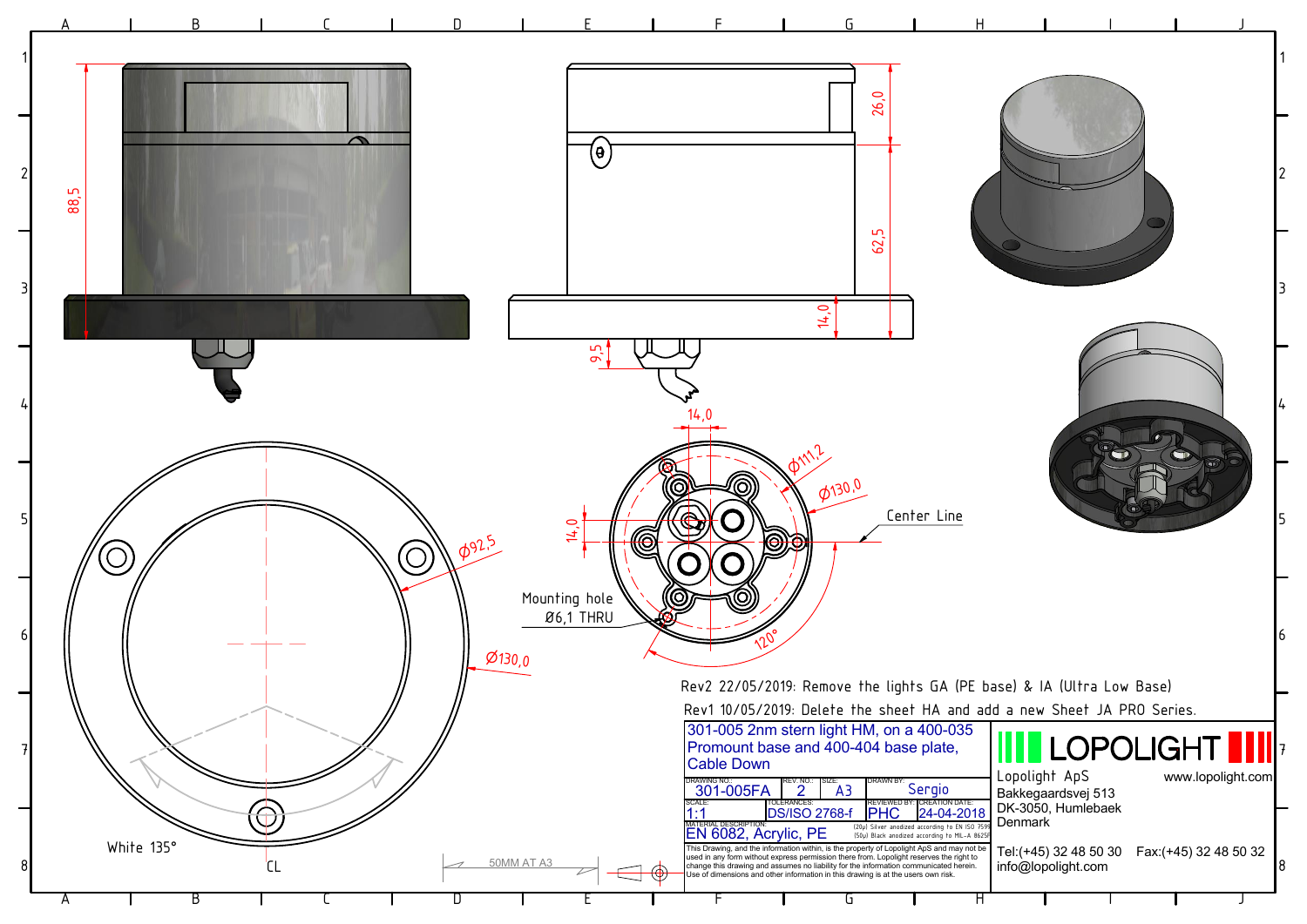88,5

26,0

62,5

14,0

9,5

14,0

Ø111,2

Ø130,0

Center Line

14,0

Ø92,5

Mounting hole
Ø6,1 THRU

Ø130,0

120°

White 135°

CL

Rev2 22/05/2019: Remove the lights GA (PE base) & IA (Ultra Low Base)

Rev1 10/05/2019: Delete the sheet HA and add a new Sheet JA PRO Series.

301-005 2nm stern light HM, on a 400-035 Promount base and 400-404 base plate, Cable Down

| DRAWING NO.: | REV. NO.: | SIZE: | DRAWN BY: | |
|---|---|---|---|---|
| 301-005FA | 2 | A3 | Sergio | |
| SCALE: | TOLERANCES: | | REVIEWED BY: | CREATION DATE: |
| 1:1 | DS/ISO 2768-f | | PHC | 24-04-2018 |
| MATERIAL DESCRIPTION: | | | | |
| EN 6082, Acrylic, PE | | | (20µ) Silver anodized according to EN ISO 7599<br>(50µ) Black anodized according to MIL-A 8625F | |

This Drawing, and the information within, is the property of Lopolight ApS and may not be used in any form without express permission there from. Lopolight reserves the right to change this drawing and assumes no liability for the information communicated herein. Use of dimensions and other information in this drawing is at the users own risk.

LOPOLIGHT

Lopolight ApS
Bakkegaardsvej 513
DK-3050, Humlebaek
Denmark

www.lopolight.com

Tel:(+45) 32 48 50 30 Fax:(+45) 32 48 50 32
info@lopolight.com

50MM AT A3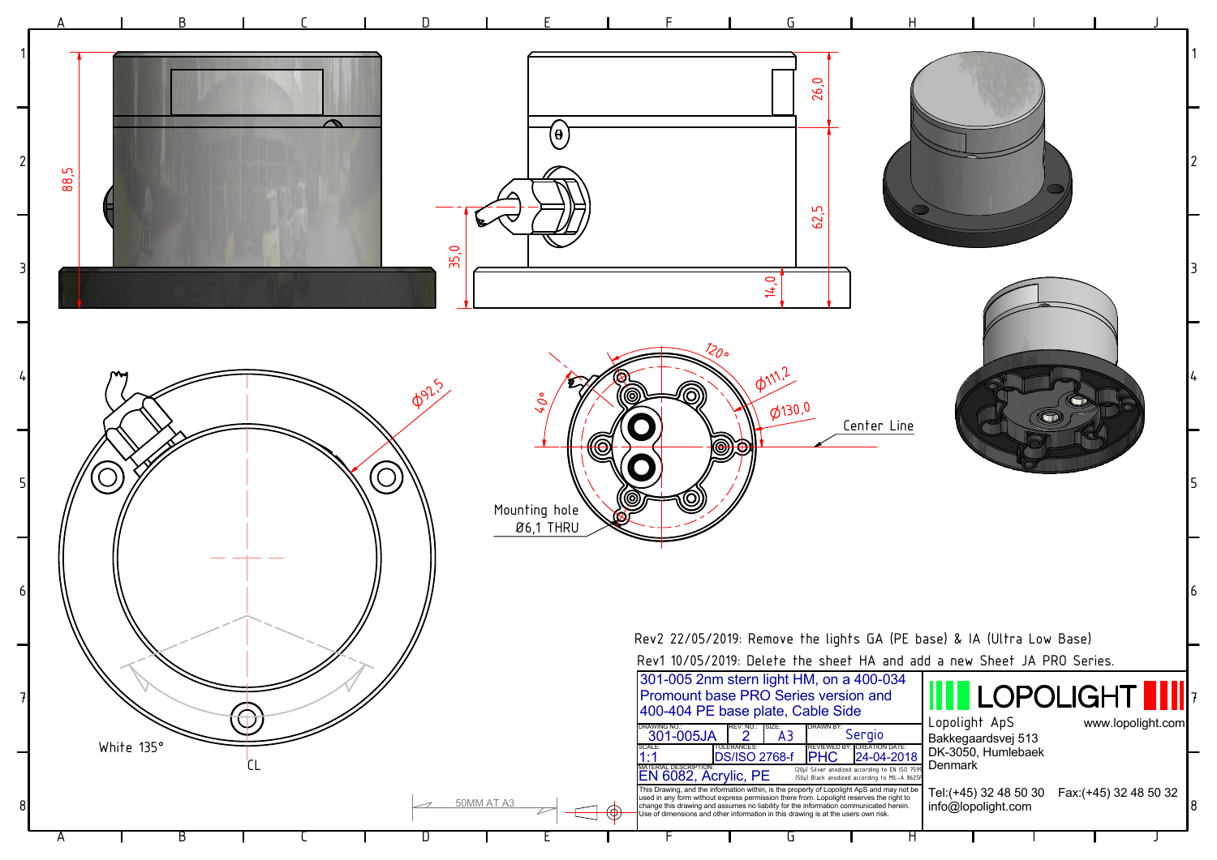88,5

26,0

62,5

35,0

14,0

Ø92,5

120°

40°

Ø111,2

Ø130,0

Center Line

Mounting hole
Ø6,1 THRU

White 135°

CL

50MM AT A3

Rev2 22/05/2019: Remove the lights GA (PE base) & IA (Ultra Low Base)

Rev1 10/05/2019: Delete the sheet HA and add a new Sheet JA PRO Series.

301-005 2nm stern light HM, on a 400-034 Promount base PRO Series version and 400-404 PE base plate, Cable Side

| DRAWING NO.: | REV. NO.: | SIZE: | DRAWN BY: | |
|---|---|---|---|---|
| 301-005JA | 2 | A3 | Sergio | |
| SCALE: | TOLERANCES: | | REVIEWED BY: | CREATION DATE: |
| 1:1 | DS/ISO 2768-f | | PHC | 24-04-2018 |

MATERIAL DESCRIPTION:
EN 6082, Acrylic, PE

(20µ) Silver anodized according to EN ISO 7599
(50µ) Black anodized according to MIL-A 8625F

This Drawing, and the information within, is the property of Lopolight ApS and may not be used in any form without express permission there from. Lopolight reserves the right to change this drawing and assumes no liability for the information communicated herein. Use of dimensions and other information in this drawing is at the users own risk.

LOPOLIGHT

Lopolight ApS
Bakkegaardsvej 513
DK-3050, Humlebaek
Denmark

www.lopolight.com

Tel:(+45) 32 48 50 30 Fax:(+45) 32 48 50 32
info@lopolight.com